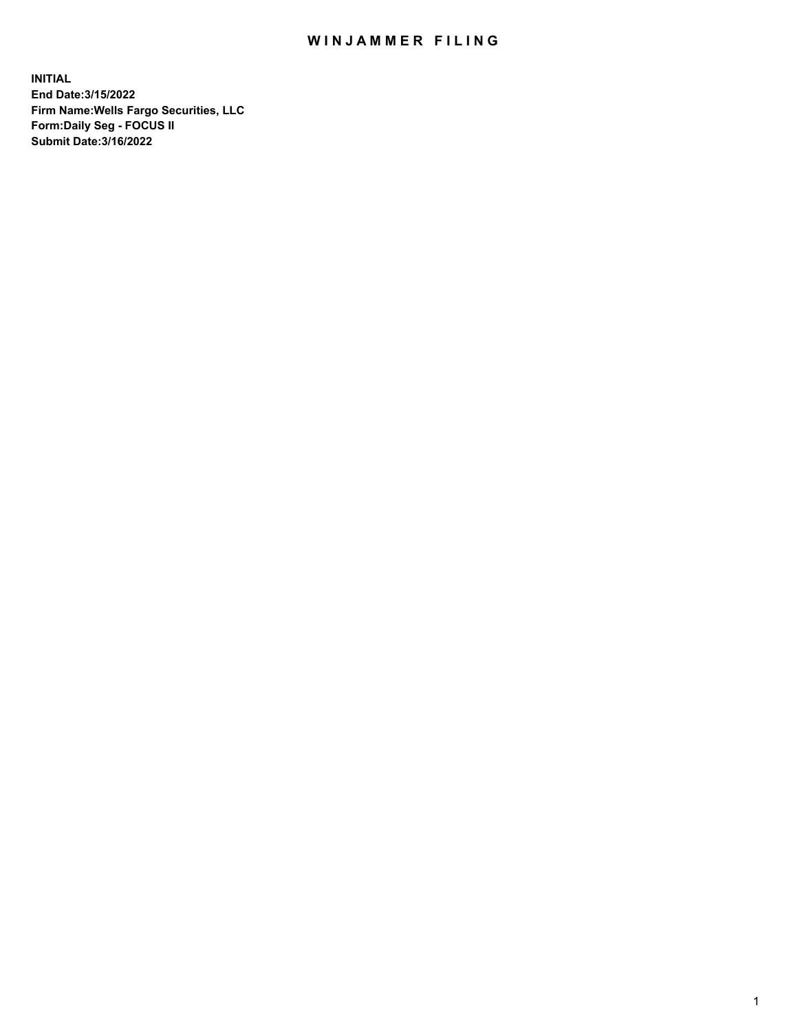# WINJAMMER FILING

**INITIAL**
**End Date:3/15/2022**
**Firm Name:Wells Fargo Securities, LLC**
**Form:Daily Seg - FOCUS II**
**Submit Date:3/16/2022**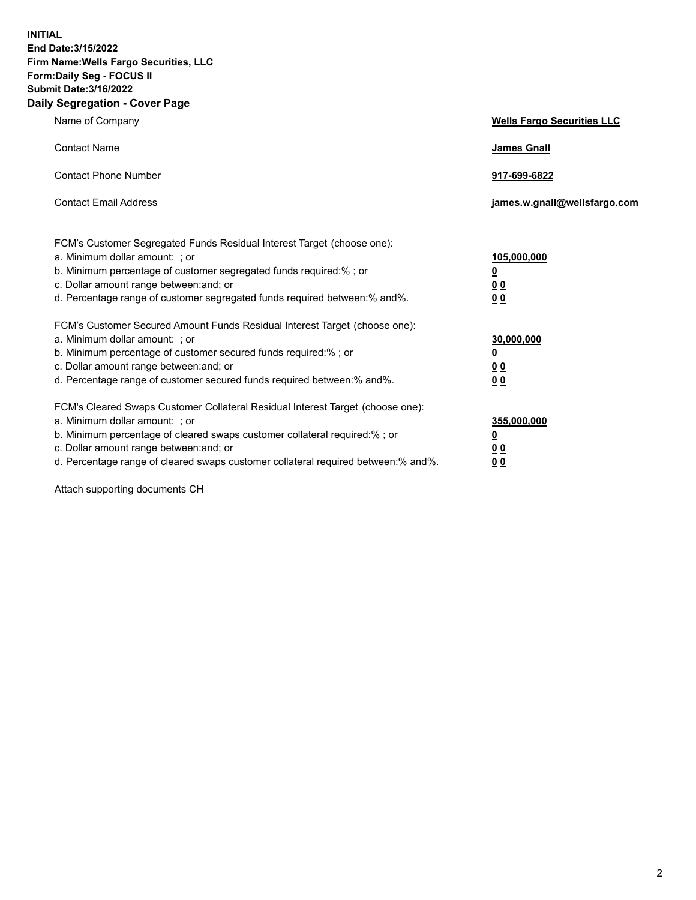**INITIAL**
**End Date:3/15/2022**
**Firm Name:Wells Fargo Securities, LLC**
**Form:Daily Seg - FOCUS II**
**Submit Date:3/16/2022**

## Daily Segregation - Cover Page

| | |
|---|---|
| Name of Company | **Wells Fargo Securities LLC** |
| Contact Name | **James Gnall** |
| Contact Phone Number | **917-699-6822** |
| Contact Email Address | **james.w.gnall@wellsfargo.com** |

| | |
|---|---|
| FCM's Customer Segregated Funds Residual Interest Target (choose one): | |
| a. Minimum dollar amount: ; or | **105,000,000** |
| b. Minimum percentage of customer segregated funds required:% ; or | **0** |
| c. Dollar amount range between:and; or | **0 0** |
| d. Percentage range of customer segregated funds required between:% and%. | **0 0** |
| FCM's Customer Secured Amount Funds Residual Interest Target (choose one): | |
| a. Minimum dollar amount: ; or | **30,000,000** |
| b. Minimum percentage of customer secured funds required:% ; or | **0** |
| c. Dollar amount range between:and; or | **0 0** |
| d. Percentage range of customer secured funds required between:% and%. | **0 0** |
| FCM's Cleared Swaps Customer Collateral Residual Interest Target (choose one): | |
| a. Minimum dollar amount: ; or | **355,000,000** |
| b. Minimum percentage of cleared swaps customer collateral required:% ; or | **0** |
| c. Dollar amount range between:and; or | **0 0** |
| d. Percentage range of cleared swaps customer collateral required between:% and%. | **0 0** |

Attach supporting documents CH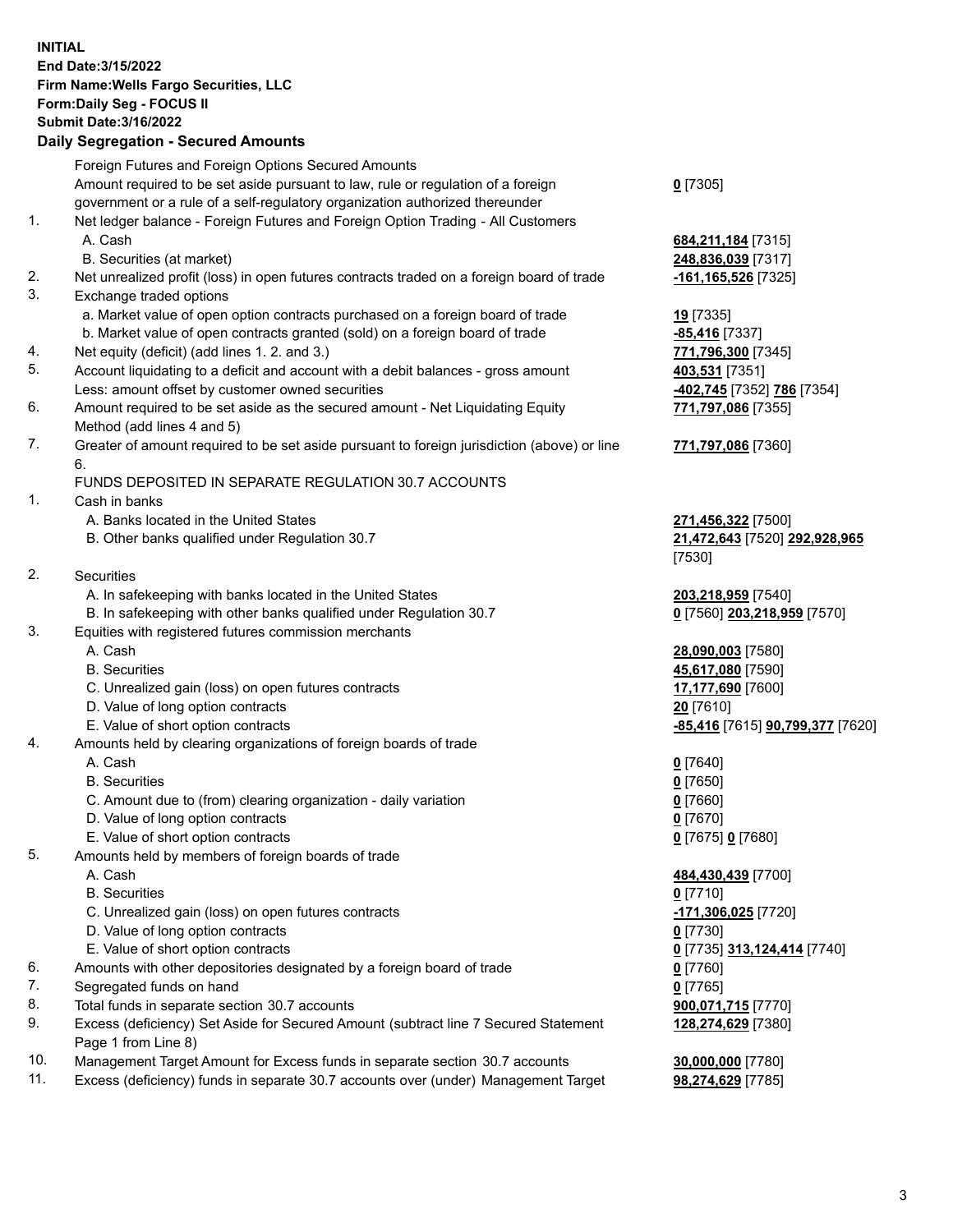**INITIAL**
**End Date:3/15/2022**
**Firm Name:Wells Fargo Securities, LLC**
**Form:Daily Seg - FOCUS II**
**Submit Date:3/16/2022**

## Daily Segregation - Secured Amounts

| | | |
|---|---|---|
| | Foreign Futures and Foreign Options Secured Amounts | |
| | Amount required to be set aside pursuant to law, rule or regulation of a foreign government or a rule of a self-regulatory organization authorized thereunder | **0** [7305] |
| 1. | Net ledger balance - Foreign Futures and Foreign Option Trading - All Customers | |
| | A. Cash | **684,211,184** [7315] |
| | B. Securities (at market) | **248,836,039** [7317] |
| 2. | Net unrealized profit (loss) in open futures contracts traded on a foreign board of trade | **-161,165,526** [7325] |
| 3. | Exchange traded options | |
| | a. Market value of open option contracts purchased on a foreign board of trade | **19** [7335] |
| | b. Market value of open contracts granted (sold) on a foreign board of trade | **-85,416** [7337] |
| 4. | Net equity (deficit) (add lines 1. 2. and 3.) | **771,796,300** [7345] |
| 5. | Account liquidating to a deficit and account with a debit balances - gross amount | **403,531** [7351] |
| | Less: amount offset by customer owned securities | **-402,745** [7352] **786** [7354] |
| 6. | Amount required to be set aside as the secured amount - Net Liquidating Equity Method (add lines 4 and 5) | **771,797,086** [7355] |
| 7. | Greater of amount required to be set aside pursuant to foreign jurisdiction (above) or line 6. | **771,797,086** [7360] |
| | FUNDS DEPOSITED IN SEPARATE REGULATION 30.7 ACCOUNTS | |
| 1. | Cash in banks | |
| | A. Banks located in the United States | **271,456,322** [7500] |
| | B. Other banks qualified under Regulation 30.7 | **21,472,643** [7520] **292,928,965** [7530] |
| 2. | Securities | |
| | A. In safekeeping with banks located in the United States | **203,218,959** [7540] |
| | B. In safekeeping with other banks qualified under Regulation 30.7 | **0** [7560] **203,218,959** [7570] |
| 3. | Equities with registered futures commission merchants | |
| | A. Cash | **28,090,003** [7580] |
| | B. Securities | **45,617,080** [7590] |
| | C. Unrealized gain (loss) on open futures contracts | **17,177,690** [7600] |
| | D. Value of long option contracts | **20** [7610] |
| | E. Value of short option contracts | **-85,416** [7615] **90,799,377** [7620] |
| 4. | Amounts held by clearing organizations of foreign boards of trade | |
| | A. Cash | **0** [7640] |
| | B. Securities | **0** [7650] |
| | C. Amount due to (from) clearing organization - daily variation | **0** [7660] |
| | D. Value of long option contracts | **0** [7670] |
| | E. Value of short option contracts | **0** [7675] **0** [7680] |
| 5. | Amounts held by members of foreign boards of trade | |
| | A. Cash | **484,430,439** [7700] |
| | B. Securities | **0** [7710] |
| | C. Unrealized gain (loss) on open futures contracts | **-171,306,025** [7720] |
| | D. Value of long option contracts | **0** [7730] |
| | E. Value of short option contracts | **0** [7735] **313,124,414** [7740] |
| 6. | Amounts with other depositories designated by a foreign board of trade | **0** [7760] |
| 7. | Segregated funds on hand | **0** [7765] |
| 8. | Total funds in separate section 30.7 accounts | **900,071,715** [7770] |
| 9. | Excess (deficiency) Set Aside for Secured Amount (subtract line 7 Secured Statement Page 1 from Line 8) | **128,274,629** [7380] |
| 10. | Management Target Amount for Excess funds in separate section 30.7 accounts | **30,000,000** [7780] |
| 11. | Excess (deficiency) funds in separate 30.7 accounts over (under) Management Target | **98,274,629** [7785] |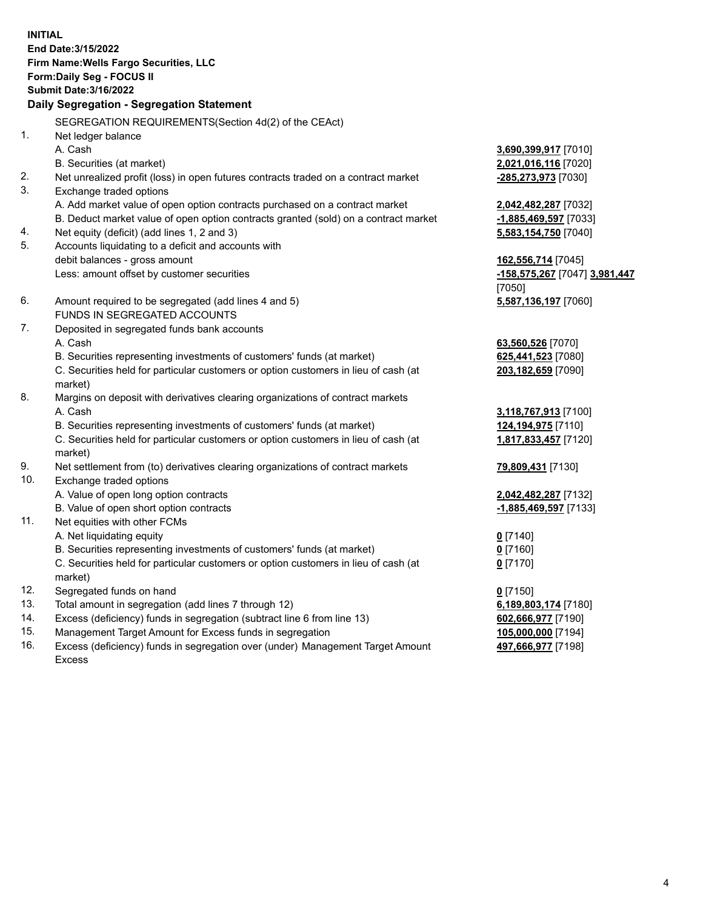**INITIAL**
**End Date:3/15/2022**
**Firm Name:Wells Fargo Securities, LLC**
**Form:Daily Seg - FOCUS II**
**Submit Date:3/16/2022**

## Daily Segregation - Segregation Statement

| | | |
|---|---|---|
| | SEGREGATION REQUIREMENTS(Section 4d(2) of the CEAct) | |
| 1. | Net ledger balance | |
| | A. Cash | **3,690,399,917** [7010] |
| | B. Securities (at market) | **2,021,016,116** [7020] |
| 2. | Net unrealized profit (loss) in open futures contracts traded on a contract market | **-285,273,973** [7030] |
| 3. | Exchange traded options | |
| | A. Add market value of open option contracts purchased on a contract market | **2,042,482,287** [7032] |
| | B. Deduct market value of open option contracts granted (sold) on a contract market | **-1,885,469,597** [7033] |
| 4. | Net equity (deficit) (add lines 1, 2 and 3) | **5,583,154,750** [7040] |
| 5. | Accounts liquidating to a deficit and accounts with debit balances - gross amount | **162,556,714** [7045] |
| | Less: amount offset by customer securities | **-158,575,267** [7047] **3,981,447** [7050] |
| 6. | Amount required to be segregated (add lines 4 and 5) | **5,587,136,197** [7060] |
| | FUNDS IN SEGREGATED ACCOUNTS | |
| 7. | Deposited in segregated funds bank accounts | |
| | A. Cash | **63,560,526** [7070] |
| | B. Securities representing investments of customers' funds (at market) | **625,441,523** [7080] |
| | C. Securities held for particular customers or option customers in lieu of cash (at market) | **203,182,659** [7090] |
| 8. | Margins on deposit with derivatives clearing organizations of contract markets | |
| | A. Cash | **3,118,767,913** [7100] |
| | B. Securities representing investments of customers' funds (at market) | **124,194,975** [7110] |
| | C. Securities held for particular customers or option customers in lieu of cash (at market) | **1,817,833,457** [7120] |
| 9. | Net settlement from (to) derivatives clearing organizations of contract markets | **79,809,431** [7130] |
| 10. | Exchange traded options | |
| | A. Value of open long option contracts | **2,042,482,287** [7132] |
| | B. Value of open short option contracts | **-1,885,469,597** [7133] |
| 11. | Net equities with other FCMs | |
| | A. Net liquidating equity | **0** [7140] |
| | B. Securities representing investments of customers' funds (at market) | **0** [7160] |
| | C. Securities held for particular customers or option customers in lieu of cash (at market) | **0** [7170] |
| 12. | Segregated funds on hand | **0** [7150] |
| 13. | Total amount in segregation (add lines 7 through 12) | **6,189,803,174** [7180] |
| 14. | Excess (deficiency) funds in segregation (subtract line 6 from line 13) | **602,666,977** [7190] |
| 15. | Management Target Amount for Excess funds in segregation | **105,000,000** [7194] |
| 16. | Excess (deficiency) funds in segregation over (under) Management Target Amount Excess | **497,666,977** [7198] |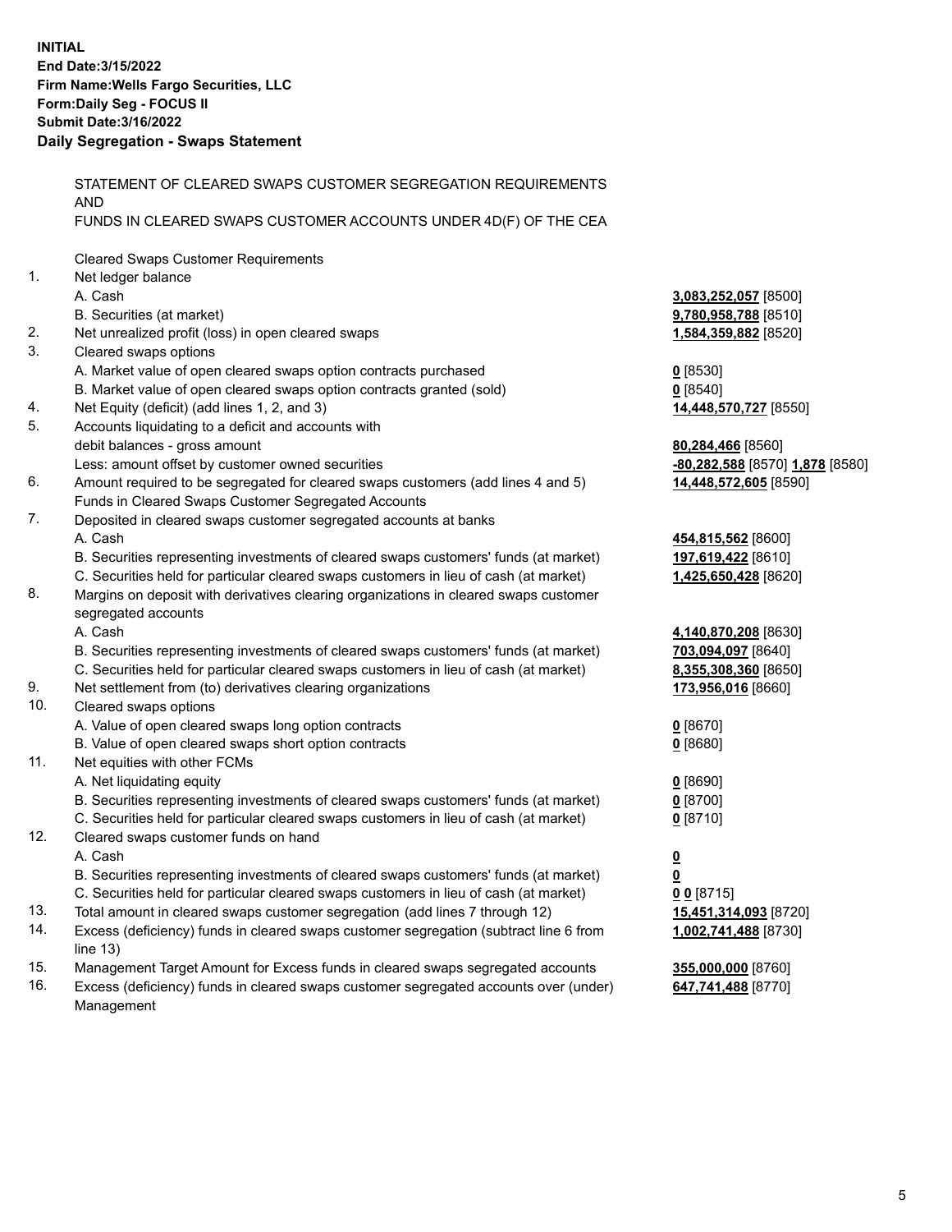**INITIAL**
**End Date:3/15/2022**
**Firm Name:Wells Fargo Securities, LLC**
**Form:Daily Seg - FOCUS II**
**Submit Date:3/16/2022**
**Daily Segregation - Swaps Statement**

STATEMENT OF CLEARED SWAPS CUSTOMER SEGREGATION REQUIREMENTS AND FUNDS IN CLEARED SWAPS CUSTOMER ACCOUNTS UNDER 4D(F) OF THE CEA

| | | |
|---|---|---|
| | Cleared Swaps Customer Requirements | |
| 1. | Net ledger balance | |
| | A. Cash | **3,083,252,057** [8500] |
| | B. Securities (at market) | **9,780,958,788** [8510] |
| 2. | Net unrealized profit (loss) in open cleared swaps | **1,584,359,882** [8520] |
| 3. | Cleared swaps options | |
| | A. Market value of open cleared swaps option contracts purchased | **0** [8530] |
| | B. Market value of open cleared swaps option contracts granted (sold) | **0** [8540] |
| 4. | Net Equity (deficit) (add lines 1, 2, and 3) | **14,448,570,727** [8550] |
| 5. | Accounts liquidating to a deficit and accounts with debit balances - gross amount | **80,284,466** [8560] |
| | Less: amount offset by customer owned securities | **-80,282,588** [8570] **1,878** [8580] |
| 6. | Amount required to be segregated for cleared swaps customers (add lines 4 and 5) | **14,448,572,605** [8590] |
| | Funds in Cleared Swaps Customer Segregated Accounts | |
| 7. | Deposited in cleared swaps customer segregated accounts at banks | |
| | A. Cash | **454,815,562** [8600] |
| | B. Securities representing investments of cleared swaps customers' funds (at market) | **197,619,422** [8610] |
| | C. Securities held for particular cleared swaps customers in lieu of cash (at market) | **1,425,650,428** [8620] |
| 8. | Margins on deposit with derivatives clearing organizations in cleared swaps customer segregated accounts | |
| | A. Cash | **4,140,870,208** [8630] |
| | B. Securities representing investments of cleared swaps customers' funds (at market) | **703,094,097** [8640] |
| | C. Securities held for particular cleared swaps customers in lieu of cash (at market) | **8,355,308,360** [8650] |
| 9. | Net settlement from (to) derivatives clearing organizations | **173,956,016** [8660] |
| 10. | Cleared swaps options | |
| | A. Value of open cleared swaps long option contracts | **0** [8670] |
| | B. Value of open cleared swaps short option contracts | **0** [8680] |
| 11. | Net equities with other FCMs | |
| | A. Net liquidating equity | **0** [8690] |
| | B. Securities representing investments of cleared swaps customers' funds (at market) | **0** [8700] |
| | C. Securities held for particular cleared swaps customers in lieu of cash (at market) | **0** [8710] |
| 12. | Cleared swaps customer funds on hand | |
| | A. Cash | **0** |
| | B. Securities representing investments of cleared swaps customers' funds (at market) | **0** |
| | C. Securities held for particular cleared swaps customers in lieu of cash (at market) | **0** **0** [8715] |
| 13. | Total amount in cleared swaps customer segregation (add lines 7 through 12) | **15,451,314,093** [8720] |
| 14. | Excess (deficiency) funds in cleared swaps customer segregation (subtract line 6 from line 13) | **1,002,741,488** [8730] |
| 15. | Management Target Amount for Excess funds in cleared swaps segregated accounts | **355,000,000** [8760] |
| 16. | Excess (deficiency) funds in cleared swaps customer segregated accounts over (under) Management | **647,741,488** [8770] |